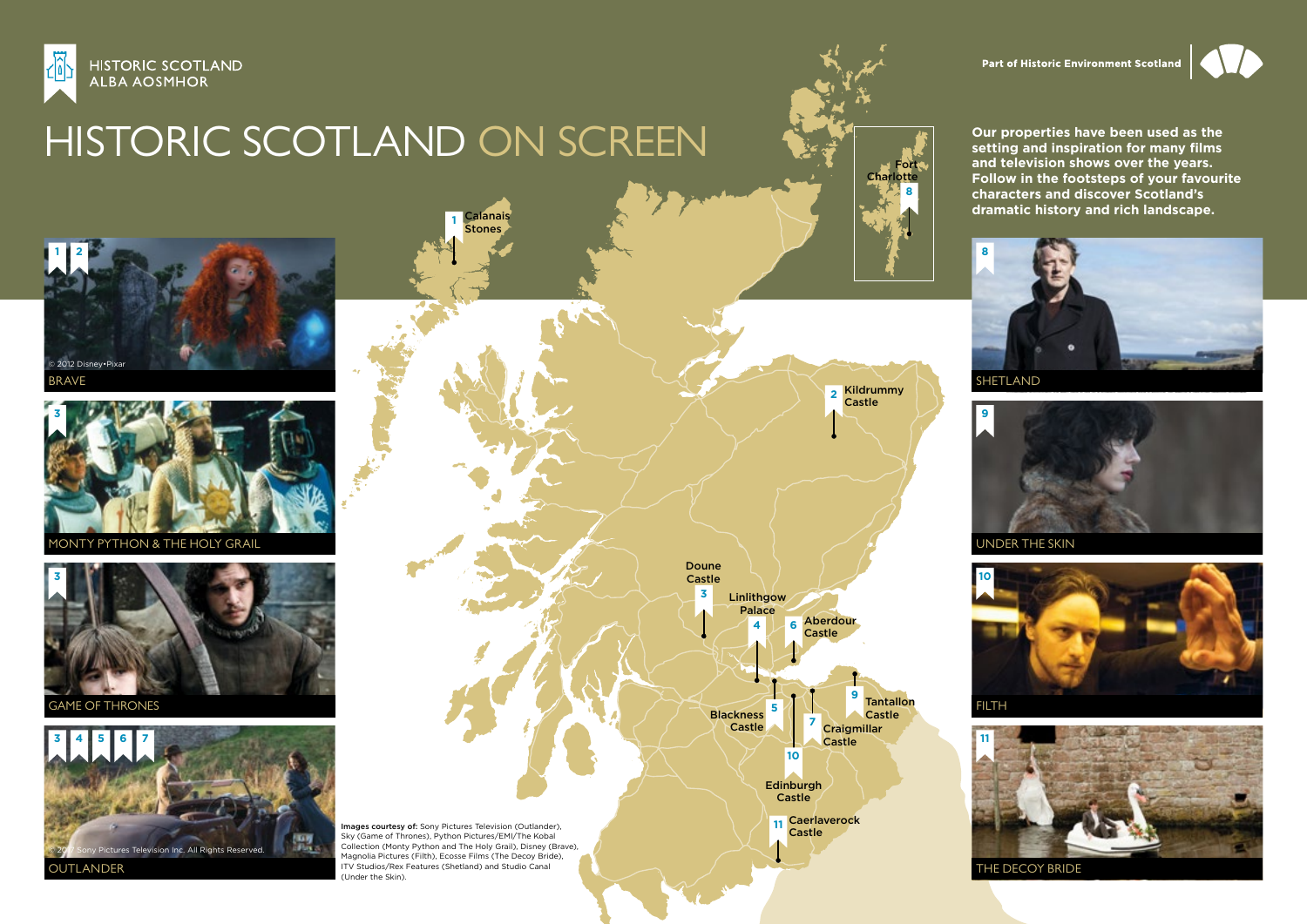HISTORIC SCOTLAND
ALBA AOSMHOR

Part of Historic Environment Scotland

# HISTORIC SCOTLAND ON SCREEN

**Our properties have been used as the setting and inspiration for many films and television shows over the years. Follow in the footsteps of your favourite characters and discover Scotland's dramatic history and rich landscape.**

1 2 — BRAVE
© 2012 Disney•Pixar

3 — MONTY PYTHON & THE HOLY GRAIL

3 — GAME OF THRONES

3 4 5 6 7 — OUTLANDER
© 2014 Sony Pictures Television Inc. All Rights Reserved.

8 — SHETLAND

9 — UNDER THE SKIN

10 — FILTH

11 — THE DECOY BRIDE

1. Calanais Stones
2. Kildrummy Castle
3. Doune Castle
4. Linlithgow Palace
5. Blackness Castle
6. Aberdour Castle
7. Craigmillar Castle
8. Fort Charlotte
9. Tantallon Castle
10. Edinburgh Castle
11. Caerlaverock Castle

**Images courtesy of:** Sony Pictures Television (Outlander), Sky (Game of Thrones), Python Pictures/EMI/The Kobal Collection (Monty Python and The Holy Grail), Disney (Brave), Magnolia Pictures (Filth), Ecosse Films (The Decoy Bride), ITV Studios/Rex Features (Shetland) and Studio Canal (Under the Skin).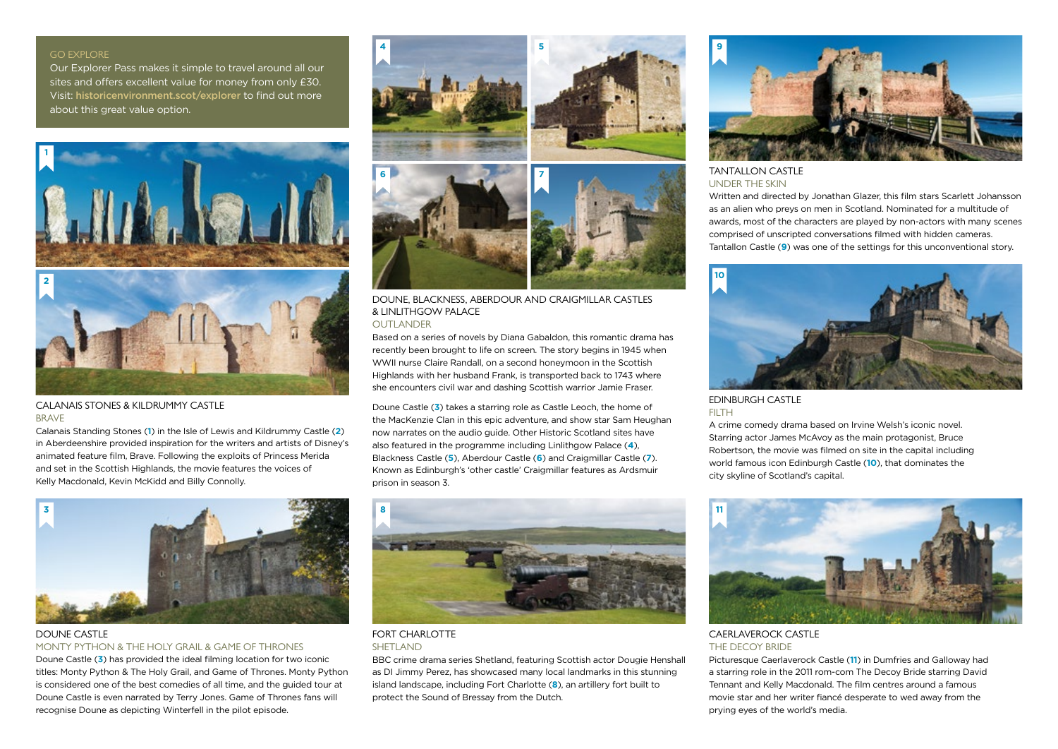### GO EXPLORE

Our Explorer Pass makes it simple to travel around all our sites and offers excellent value for money from only £30. Visit: **historicenvironment.scot/explorer** to find out more about this great value option.

## CALANAIS STONES & KILDRUMMY CASTLE

### BRAVE

Calanais Standing Stones (**1**) in the Isle of Lewis and Kildrummy Castle (**2**) in Aberdeenshire provided inspiration for the writers and artists of Disney's animated feature film, Brave. Following the exploits of Princess Merida and set in the Scottish Highlands, the movie features the voices of Kelly Macdonald, Kevin McKidd and Billy Connolly.

## DOUNE CASTLE

### MONTY PYTHON & THE HOLY GRAIL & GAME OF THRONES

Doune Castle (**3**) has provided the ideal filming location for two iconic titles: Monty Python & The Holy Grail, and Game of Thrones. Monty Python is considered one of the best comedies of all time, and the guided tour at Doune Castle is even narrated by Terry Jones. Game of Thrones fans will recognise Doune as depicting Winterfell in the pilot episode.

## DOUNE, BLACKNESS, ABERDOUR AND CRAIGMILLAR CASTLES & LINLITHGOW PALACE

### OUTLANDER

Based on a series of novels by Diana Gabaldon, this romantic drama has recently been brought to life on screen. The story begins in 1945 when WWII nurse Claire Randall, on a second honeymoon in the Scottish Highlands with her husband Frank, is transported back to 1743 where she encounters civil war and dashing Scottish warrior Jamie Fraser.

Doune Castle (**3**) takes a starring role as Castle Leoch, the home of the MacKenzie Clan in this epic adventure, and show star Sam Heughan now narrates on the audio guide. Other Historic Scotland sites have also featured in the programme including Linlithgow Palace (**4**), Blackness Castle (**5**), Aberdour Castle (**6**) and Craigmillar Castle (**7**). Known as Edinburgh's 'other castle' Craigmillar features as Ardsmuir prison in season 3.

## FORT CHARLOTTE

### SHETLAND

BBC crime drama series Shetland, featuring Scottish actor Dougie Henshall as DI Jimmy Perez, has showcased many local landmarks in this stunning island landscape, including Fort Charlotte (**8**), an artillery fort built to protect the Sound of Bressay from the Dutch.

## TANTALLON CASTLE

### UNDER THE SKIN

Written and directed by Jonathan Glazer, this film stars Scarlett Johansson as an alien who preys on men in Scotland. Nominated for a multitude of awards, most of the characters are played by non-actors with many scenes comprised of unscripted conversations filmed with hidden cameras. Tantallon Castle (**9**) was one of the settings for this unconventional story.

## EDINBURGH CASTLE

### FILTH

A crime comedy drama based on Irvine Welsh's iconic novel. Starring actor James McAvoy as the main protagonist, Bruce Robertson, the movie was filmed on site in the capital including world famous icon Edinburgh Castle (**10**), that dominates the city skyline of Scotland's capital.

## CAERLAVEROCK CASTLE

### THE DECOY BRIDE

Picturesque Caerlaverock Castle (**11**) in Dumfries and Galloway had a starring role in the 2011 rom-com The Decoy Bride starring David Tennant and Kelly Macdonald. The film centres around a famous movie star and her writer fiancé desperate to wed away from the prying eyes of the world's media.